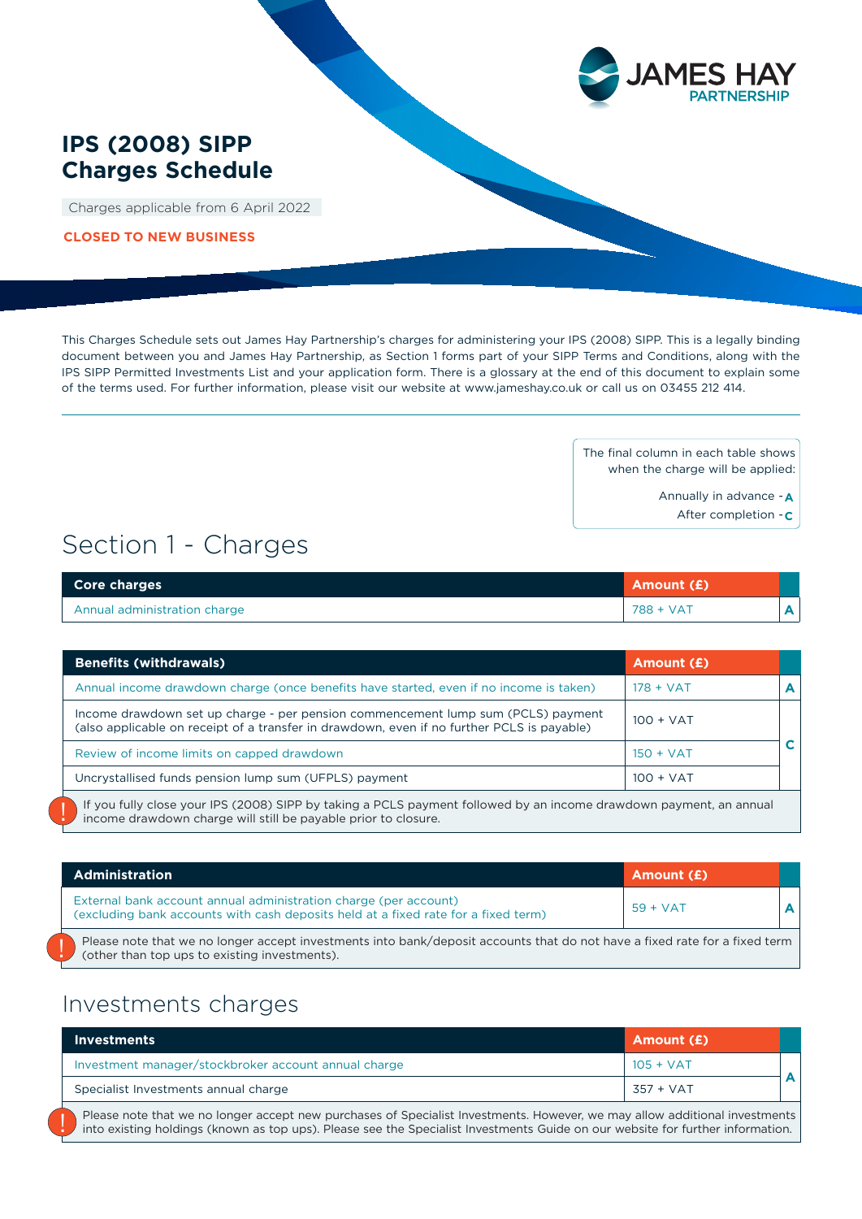# IPS (2008) SIPP Charges Schedule

Charges applicable from 6 April 2022

**CLOSED TO NEW BUSINESS**

This Charges Schedule sets out James Hay Partnership's charges for administering your IPS (2008) SIPP. This is a legally binding document between you and James Hay Partnership, as Section 1 forms part of your SIPP Terms and Conditions, along with the IPS SIPP Permitted Investments List and your application form. There is a glossary at the end of this document to explain some of the terms used. For further information, please visit our website at www.jameshay.co.uk or call us on 03455 212 414.

The final column in each table shows when the charge will be applied:

Annually in advance - **A**
After completion - **C**

## Section 1 - Charges

| Core charges | Amount (£) | |
|---|---|---|
| Annual administration charge | 788 + VAT | A |

| Benefits (withdrawals) | Amount (£) | |
|---|---|---|
| Annual income drawdown charge (once benefits have started, even if no income is taken) | 178 + VAT | A |
| Income drawdown set up charge - per pension commencement lump sum (PCLS) payment (also applicable on receipt of a transfer in drawdown, even if no further PCLS is payable) | 100 + VAT | C |
| Review of income limits on capped drawdown | 150 + VAT | C |
| Uncrystallised funds pension lump sum (UFPLS) payment | 100 + VAT | C |

If you fully close your IPS (2008) SIPP by taking a PCLS payment followed by an income drawdown payment, an annual income drawdown charge will still be payable prior to closure.

| Administration | Amount (£) | |
|---|---|---|
| External bank account annual administration charge (per account) (excluding bank accounts with cash deposits held at a fixed rate for a fixed term) | 59 + VAT | A |

Please note that we no longer accept investments into bank/deposit accounts that do not have a fixed rate for a fixed term (other than top ups to existing investments).

## Investments charges

| Investments | Amount (£) | |
|---|---|---|
| Investment manager/stockbroker account annual charge | 105 + VAT | A |
| Specialist Investments annual charge | 357 + VAT | A |

Please note that we no longer accept new purchases of Specialist Investments. However, we may allow additional investments into existing holdings (known as top ups). Please see the Specialist Investments Guide on our website for further information.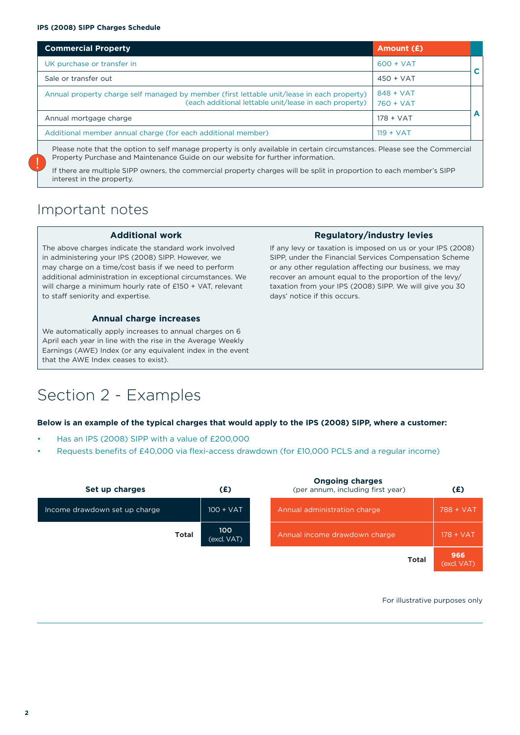**IPS (2008) SIPP Charges Schedule**

| Commercial Property | Amount (£) | |
|---|---|---|
| UK purchase or transfer in | 600 + VAT | C |
| Sale or transfer out | 450 + VAT | |
| Annual property charge self managed by member (first lettable unit/lease in each property) (each additional lettable unit/lease in each property) | 848 + VAT 760 + VAT | A |
| Annual mortgage charge | 178 + VAT | |
| Additional member annual charge (for each additional member) | 119 + VAT | |

Please note that the option to self manage property is only available in certain circumstances. Please see the Commercial Property Purchase and Maintenance Guide on our website for further information.

If there are multiple SIPP owners, the commercial property charges will be split in proportion to each member's SIPP interest in the property.

# Important notes

### Additional work

The above charges indicate the standard work involved in administering your IPS (2008) SIPP. However, we may charge on a time/cost basis if we need to perform additional administration in exceptional circumstances. We will charge a minimum hourly rate of £150 + VAT, relevant to staff seniority and expertise.

### Annual charge increases

We automatically apply increases to annual charges on 6 April each year in line with the rise in the Average Weekly Earnings (AWE) Index (or any equivalent index in the event that the AWE Index ceases to exist).

### Regulatory/industry levies

If any levy or taxation is imposed on us or your IPS (2008) SIPP, under the Financial Services Compensation Scheme or any other regulation affecting our business, we may recover an amount equal to the proportion of the levy/taxation from your IPS (2008) SIPP. We will give you 30 days' notice if this occurs.

# Section 2 - Examples

**Below is an example of the typical charges that would apply to the IPS (2008) SIPP, where a customer:**

- Has an IPS (2008) SIPP with a value of £200,000
- Requests benefits of £40,000 via flexi-access drawdown (for £10,000 PCLS and a regular income)

| Set up charges | (£) |
|---|---|
| Income drawdown set up charge | 100 + VAT |
| **Total** | **100** (excl. VAT) |

| Ongoing charges (per annum, including first year) | (£) |
|---|---|
| Annual administration charge | 788 + VAT |
| Annual income drawdown charge | 178 + VAT |
| **Total** | **966** (excl. VAT) |

For illustrative purposes only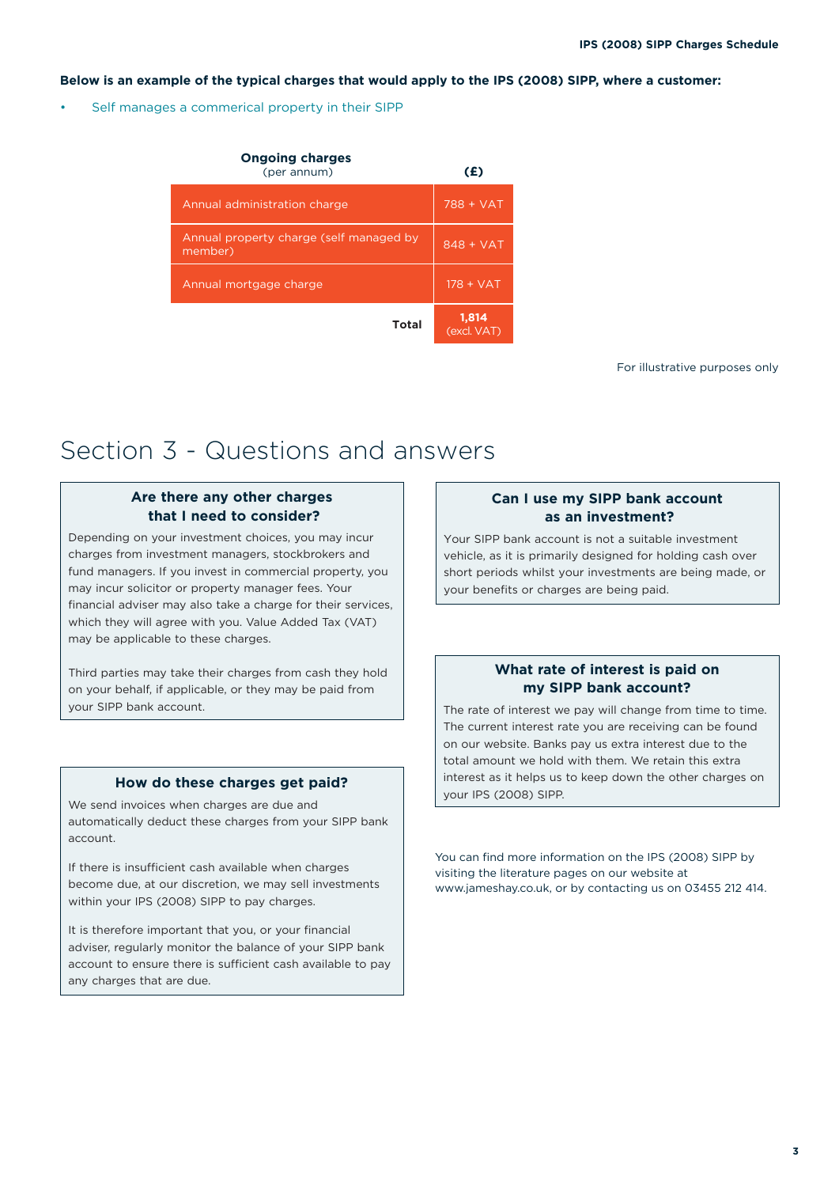**Below is an example of the typical charges that would apply to the IPS (2008) SIPP, where a customer:**

- Self manages a commerical property in their SIPP

| **Ongoing charges** (per annum) | **(£)** |
|---|---|
| Annual administration charge | 788 + VAT |
| Annual property charge (self managed by member) | 848 + VAT |
| Annual mortgage charge | 178 + VAT |
| **Total** | **1,814** (excl. VAT) |

For illustrative purposes only

# Section 3 - Questions and answers

### Are there any other charges that I need to consider?

Depending on your investment choices, you may incur charges from investment managers, stockbrokers and fund managers. If you invest in commercial property, you may incur solicitor or property manager fees. Your financial adviser may also take a charge for their services, which they will agree with you. Value Added Tax (VAT) may be applicable to these charges.

Third parties may take their charges from cash they hold on your behalf, if applicable, or they may be paid from your SIPP bank account.

### How do these charges get paid?

We send invoices when charges are due and automatically deduct these charges from your SIPP bank account.

If there is insufficient cash available when charges become due, at our discretion, we may sell investments within your IPS (2008) SIPP to pay charges.

It is therefore important that you, or your financial adviser, regularly monitor the balance of your SIPP bank account to ensure there is sufficient cash available to pay any charges that are due.

### Can I use my SIPP bank account as an investment?

Your SIPP bank account is not a suitable investment vehicle, as it is primarily designed for holding cash over short periods whilst your investments are being made, or your benefits or charges are being paid.

### What rate of interest is paid on my SIPP bank account?

The rate of interest we pay will change from time to time. The current interest rate you are receiving can be found on our website. Banks pay us extra interest due to the total amount we hold with them. We retain this extra interest as it helps us to keep down the other charges on your IPS (2008) SIPP.

You can find more information on the IPS (2008) SIPP by visiting the literature pages on our website at www.jameshay.co.uk, or by contacting us on 03455 212 414.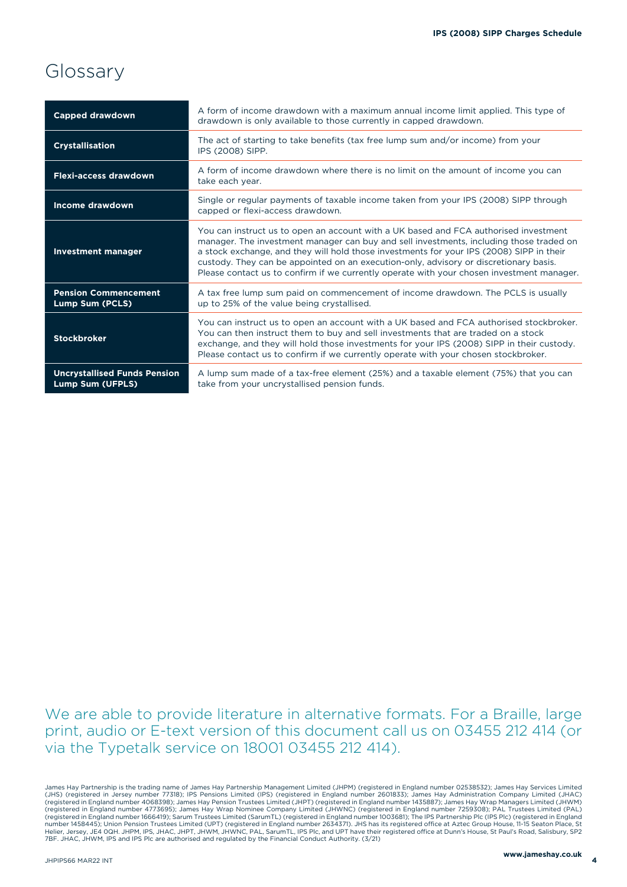# Glossary

| | |
|---|---|
| **Capped drawdown** | A form of income drawdown with a maximum annual income limit applied. This type of drawdown is only available to those currently in capped drawdown. |
| **Crystallisation** | The act of starting to take benefits (tax free lump sum and/or income) from your IPS (2008) SIPP. |
| **Flexi-access drawdown** | A form of income drawdown where there is no limit on the amount of income you can take each year. |
| **Income drawdown** | Single or regular payments of taxable income taken from your IPS (2008) SIPP through capped or flexi-access drawdown. |
| **Investment manager** | You can instruct us to open an account with a UK based and FCA authorised investment manager. The investment manager can buy and sell investments, including those traded on a stock exchange, and they will hold those investments for your IPS (2008) SIPP in their custody. They can be appointed on an execution-only, advisory or discretionary basis. Please contact us to confirm if we currently operate with your chosen investment manager. |
| **Pension Commencement Lump Sum (PCLS)** | A tax free lump sum paid on commencement of income drawdown. The PCLS is usually up to 25% of the value being crystallised. |
| **Stockbroker** | You can instruct us to open an account with a UK based and FCA authorised stockbroker. You can then instruct them to buy and sell investments that are traded on a stock exchange, and they will hold those investments for your IPS (2008) SIPP in their custody. Please contact us to confirm if we currently operate with your chosen stockbroker. |
| **Uncrystallised Funds Pension Lump Sum (UFPLS)** | A lump sum made of a tax-free element (25%) and a taxable element (75%) that you can take from your uncrystallised pension funds. |

We are able to provide literature in alternative formats. For a Braille, large print, audio or E-text version of this document call us on 03455 212 414 (or via the Typetalk service on 18001 03455 212 414).

James Hay Partnership is the trading name of James Hay Partnership Management Limited (JHPM) (registered in England number 02538532); James Hay Services Limited (JHS) (registered in Jersey number 77318); IPS Pensions Limited (IPS) (registered in England number 2601833); James Hay Administration Company Limited (JHAC) (registered in England number 4068398); James Hay Pension Trustees Limited (JHPT) (registered in England number 1435887); James Hay Wrap Managers Limited (JHWM) (registered in England number 4773695); James Hay Wrap Nominee Company Limited (JHWNC) (registered in England number 7259308); PAL Trustees Limited (PAL) (registered in England number 1666419); Sarum Trustees Limited (SarumTL) (registered in England number 1003681); The IPS Partnership Plc (IPS Plc) (registered in England number 1458445); Union Pension Trustees Limited (UPT) (registered in England number 2634371). JHS has its registered office at Aztec Group House, 11-15 Seaton Place, St Helier, Jersey, JE4 0QH. JHPM, IPS, JHAC, JHPT, JHWM, JHWNC, PAL, SarumTL, IPS Plc, and UPT have their registered office at Dunn's House, St Paul's Road, Salisbury, SP2 7BF. JHAC, JHWM, IPS and IPS Plc are authorised and regulated by the Financial Conduct Authority. (3/21)

JHPIPS66 MAR22 INT

www.jameshay.co.uk